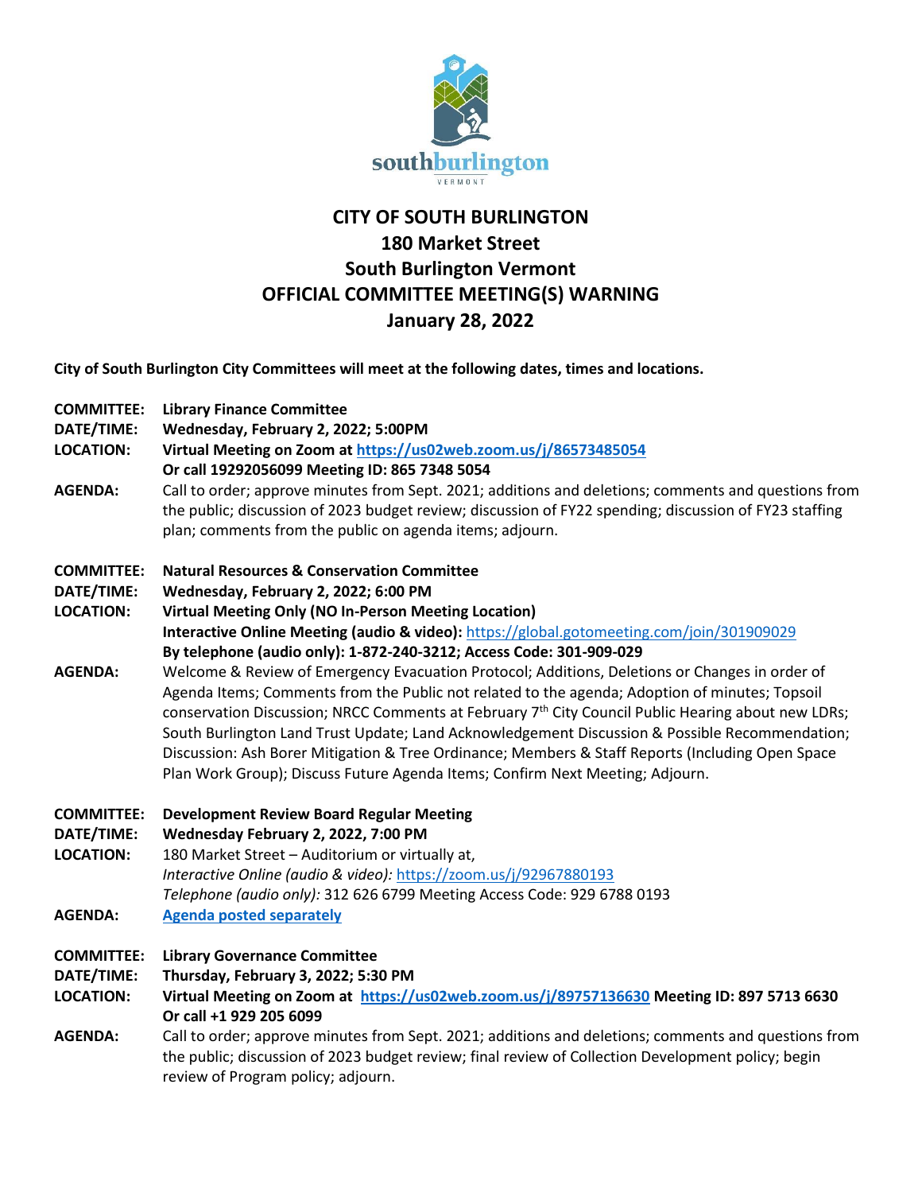# CITY OF SOUTH BURLINGTON
## 180 Market Street
## South Burlington Vermont
## OFFICIAL COMMITTEE MEETING(S) WARNING
## January 28, 2022

**City of South Burlington City Committees will meet at the following dates, times and locations.**

**COMMITTEE:** **Library Finance Committee**
**DATE/TIME:** **Wednesday, February 2, 2022; 5:00PM**
**LOCATION:** **Virtual Meeting on Zoom at https://us02web.zoom.us/j/86573485054**
**Or call 19292056099 Meeting ID: 865 7348 5054**
**AGENDA:** Call to order; approve minutes from Sept. 2021; additions and deletions; comments and questions from the public; discussion of 2023 budget review; discussion of FY22 spending; discussion of FY23 staffing plan; comments from the public on agenda items; adjourn.

**COMMITTEE:** **Natural Resources & Conservation Committee**
**DATE/TIME:** **Wednesday, February 2, 2022; 6:00 PM**
**LOCATION:** **Virtual Meeting Only (NO In-Person Meeting Location)**
**Interactive Online Meeting (audio & video):** https://global.gotomeeting.com/join/301909029
**By telephone (audio only): 1-872-240-3212; Access Code: 301-909-029**
**AGENDA:** Welcome & Review of Emergency Evacuation Protocol; Additions, Deletions or Changes in order of Agenda Items; Comments from the Public not related to the agenda; Adoption of minutes; Topsoil conservation Discussion; NRCC Comments at February 7th City Council Public Hearing about new LDRs; South Burlington Land Trust Update; Land Acknowledgement Discussion & Possible Recommendation; Discussion: Ash Borer Mitigation & Tree Ordinance; Members & Staff Reports (Including Open Space Plan Work Group); Discuss Future Agenda Items; Confirm Next Meeting; Adjourn.

**COMMITTEE:** **Development Review Board Regular Meeting**
**DATE/TIME:** **Wednesday February 2, 2022, 7:00 PM**
**LOCATION:** 180 Market Street – Auditorium or virtually at,
*Interactive Online (audio & video):* https://zoom.us/j/92967880193
*Telephone (audio only):* 312 626 6799 Meeting Access Code: 929 6788 0193
**AGENDA:** **Agenda posted separately**

**COMMITTEE:** **Library Governance Committee**
**DATE/TIME:** **Thursday, February 3, 2022; 5:30 PM**
**LOCATION:** **Virtual Meeting on Zoom at https://us02web.zoom.us/j/89757136630 Meeting ID: 897 5713 6630**
**Or call +1 929 205 6099**
**AGENDA:** Call to order; approve minutes from Sept. 2021; additions and deletions; comments and questions from the public; discussion of 2023 budget review; final review of Collection Development policy; begin review of Program policy; adjourn.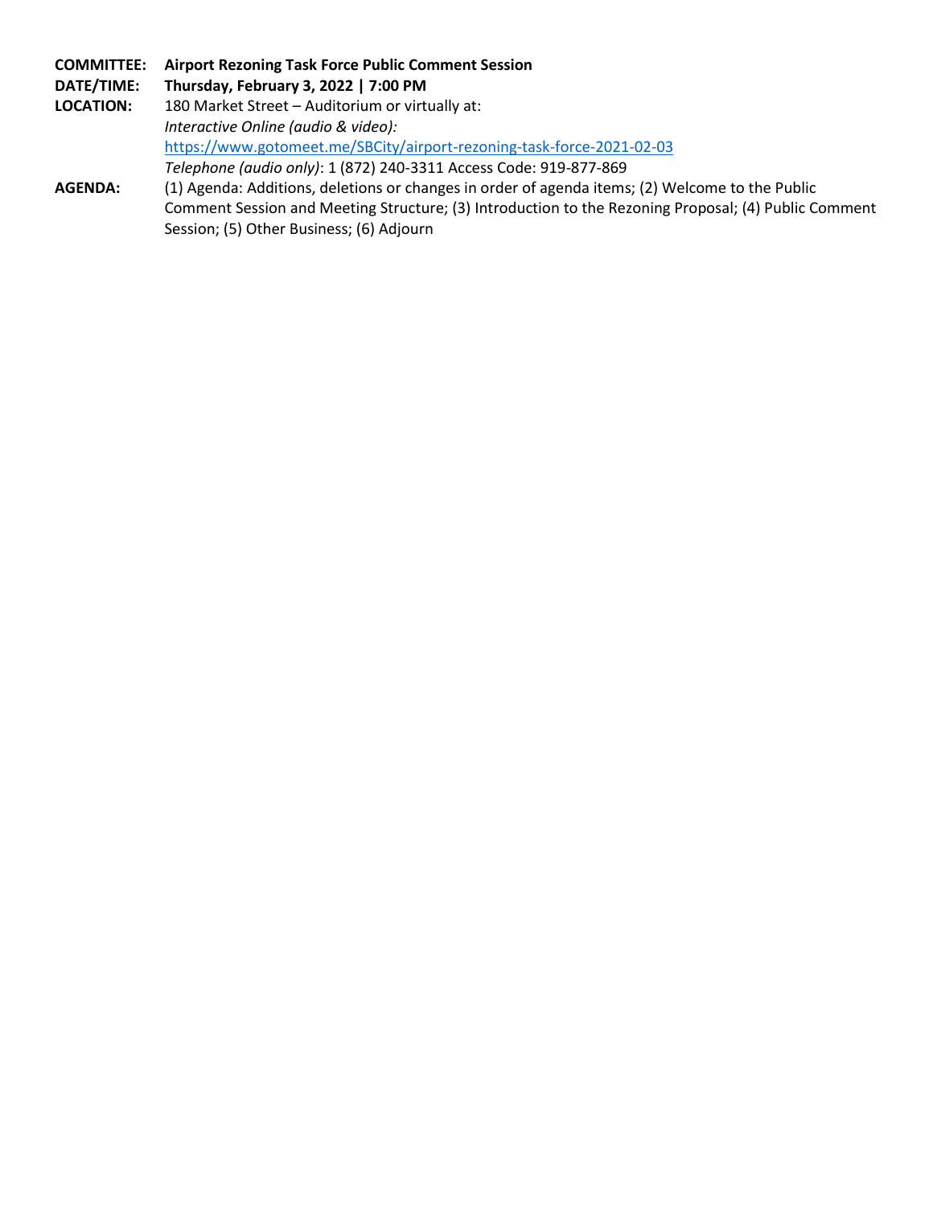**COMMITTEE:** **Airport Rezoning Task Force Public Comment Session**

**DATE/TIME:** **Thursday, February 3, 2022 | 7:00 PM**

**LOCATION:** 180 Market Street – Auditorium or virtually at:
*Interactive Online (audio & video):*
https://www.gotomeet.me/SBCity/airport-rezoning-task-force-2021-02-03
*Telephone (audio only)*: 1 (872) 240-3311 Access Code: 919-877-869

**AGENDA:** (1) Agenda: Additions, deletions or changes in order of agenda items; (2) Welcome to the Public Comment Session and Meeting Structure; (3) Introduction to the Rezoning Proposal; (4) Public Comment Session; (5) Other Business; (6) Adjourn